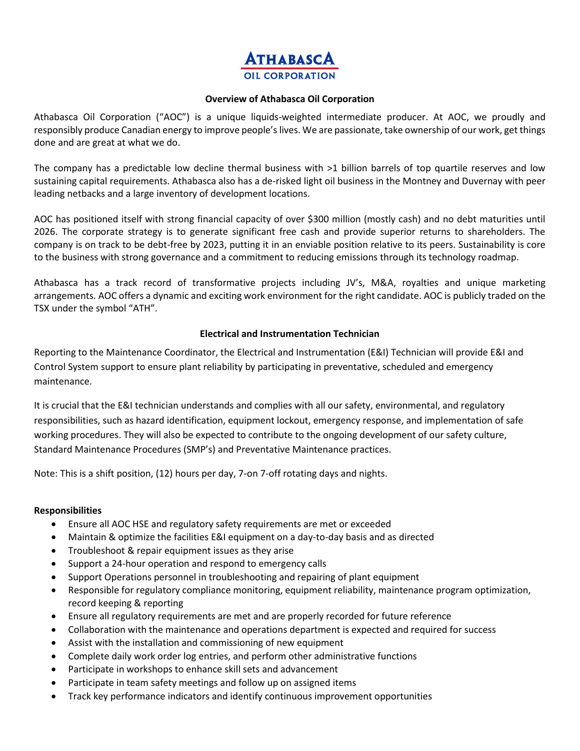**ATHABASCA**
**OIL CORPORATION**

## Overview of Athabasca Oil Corporation

Athabasca Oil Corporation ("AOC") is a unique liquids-weighted intermediate producer. At AOC, we proudly and responsibly produce Canadian energy to improve people's lives. We are passionate, take ownership of our work, get things done and are great at what we do.

The company has a predictable low decline thermal business with >1 billion barrels of top quartile reserves and low sustaining capital requirements. Athabasca also has a de-risked light oil business in the Montney and Duvernay with peer leading netbacks and a large inventory of development locations.

AOC has positioned itself with strong financial capacity of over $300 million (mostly cash) and no debt maturities until 2026. The corporate strategy is to generate significant free cash and provide superior returns to shareholders. The company is on track to be debt-free by 2023, putting it in an enviable position relative to its peers. Sustainability is core to the business with strong governance and a commitment to reducing emissions through its technology roadmap.

Athabasca has a track record of transformative projects including JV's, M&A, royalties and unique marketing arrangements. AOC offers a dynamic and exciting work environment for the right candidate. AOC is publicly traded on the TSX under the symbol "ATH".

## Electrical and Instrumentation Technician

Reporting to the Maintenance Coordinator, the Electrical and Instrumentation (E&I) Technician will provide E&I and Control System support to ensure plant reliability by participating in preventative, scheduled and emergency maintenance.

It is crucial that the E&I technician understands and complies with all our safety, environmental, and regulatory responsibilities, such as hazard identification, equipment lockout, emergency response, and implementation of safe working procedures. They will also be expected to contribute to the ongoing development of our safety culture, Standard Maintenance Procedures (SMP's) and Preventative Maintenance practices.

Note: This is a shift position, (12) hours per day, 7-on 7-off rotating days and nights.

### Responsibilities

- Ensure all AOC HSE and regulatory safety requirements are met or exceeded
- Maintain & optimize the facilities E&I equipment on a day-to-day basis and as directed
- Troubleshoot & repair equipment issues as they arise
- Support a 24-hour operation and respond to emergency calls
- Support Operations personnel in troubleshooting and repairing of plant equipment
- Responsible for regulatory compliance monitoring, equipment reliability, maintenance program optimization, record keeping & reporting
- Ensure all regulatory requirements are met and are properly recorded for future reference
- Collaboration with the maintenance and operations department is expected and required for success
- Assist with the installation and commissioning of new equipment
- Complete daily work order log entries, and perform other administrative functions
- Participate in workshops to enhance skill sets and advancement
- Participate in team safety meetings and follow up on assigned items
- Track key performance indicators and identify continuous improvement opportunities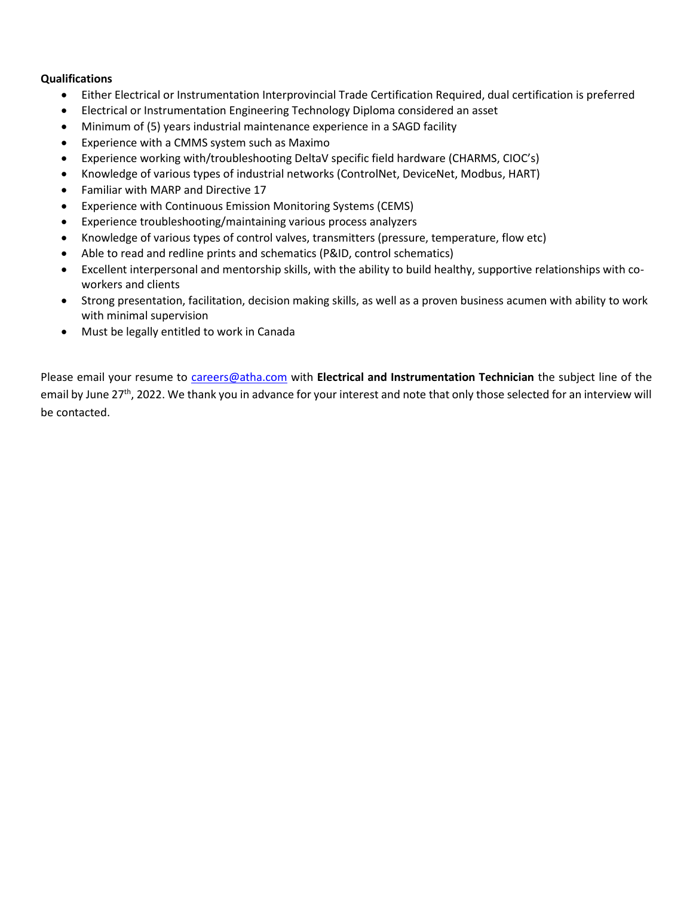**Qualifications**

- Either Electrical or Instrumentation Interprovincial Trade Certification Required, dual certification is preferred
- Electrical or Instrumentation Engineering Technology Diploma considered an asset
- Minimum of (5) years industrial maintenance experience in a SAGD facility
- Experience with a CMMS system such as Maximo
- Experience working with/troubleshooting DeltaV specific field hardware (CHARMS, CIOC's)
- Knowledge of various types of industrial networks (ControlNet, DeviceNet, Modbus, HART)
- Familiar with MARP and Directive 17
- Experience with Continuous Emission Monitoring Systems (CEMS)
- Experience troubleshooting/maintaining various process analyzers
- Knowledge of various types of control valves, transmitters (pressure, temperature, flow etc)
- Able to read and redline prints and schematics (P&ID, control schematics)
- Excellent interpersonal and mentorship skills, with the ability to build healthy, supportive relationships with co-workers and clients
- Strong presentation, facilitation, decision making skills, as well as a proven business acumen with ability to work with minimal supervision
- Must be legally entitled to work in Canada

Please email your resume to careers@atha.com with **Electrical and Instrumentation Technician** the subject line of the email by June 27th, 2022. We thank you in advance for your interest and note that only those selected for an interview will be contacted.